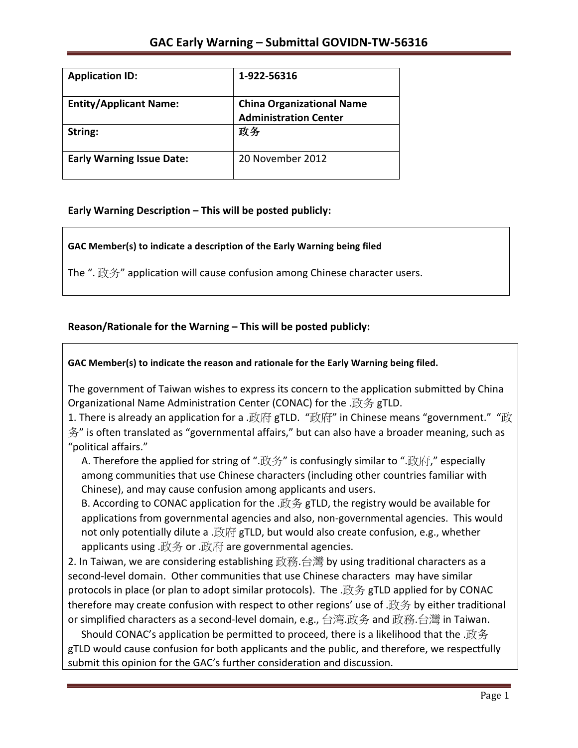# GAC Early Warning – Submittal GOVIDN-TW-56316

| **Application ID:** | **1-922-56316** |
|---|---|
| **Entity/Applicant Name:** | **China Organizational Name Administration Center** |
| **String:** | **政务** |
| **Early Warning Issue Date:** | 20 November 2012 |

## Early Warning Description – This will be posted publicly:

**GAC Member(s) to indicate a description of the Early Warning being filed**

The ". 政务" application will cause confusion among Chinese character users.

## Reason/Rationale for the Warning – This will be posted publicly:

**GAC Member(s) to indicate the reason and rationale for the Early Warning being filed.**

The government of Taiwan wishes to express its concern to the application submitted by China Organizational Name Administration Center (CONAC) for the .政务 gTLD.

1. There is already an application for a .政府 gTLD. "政府" in Chinese means "government." "政务" is often translated as "governmental affairs," but can also have a broader meaning, such as "political affairs."
   A. Therefore the applied for string of ".政务" is confusingly similar to ".政府," especially among communities that use Chinese characters (including other countries familiar with Chinese), and may cause confusion among applicants and users.
   B. According to CONAC application for the .政务 gTLD, the registry would be available for applications from governmental agencies and also, non-governmental agencies. This would not only potentially dilute a .政府 gTLD, but would also create confusion, e.g., whether applicants using .政务 or .政府 are governmental agencies.
2. In Taiwan, we are considering establishing 政務.台灣 by using traditional characters as a second-level domain. Other communities that use Chinese characters may have similar protocols in place (or plan to adopt similar protocols). The .政务 gTLD applied for by CONAC therefore may create confusion with respect to other regions' use of .政务 by either traditional or simplified characters as a second-level domain, e.g., 台湾.政务 and 政務.台灣 in Taiwan.

   Should CONAC's application be permitted to proceed, there is a likelihood that the .政务 gTLD would cause confusion for both applicants and the public, and therefore, we respectfully submit this opinion for the GAC's further consideration and discussion.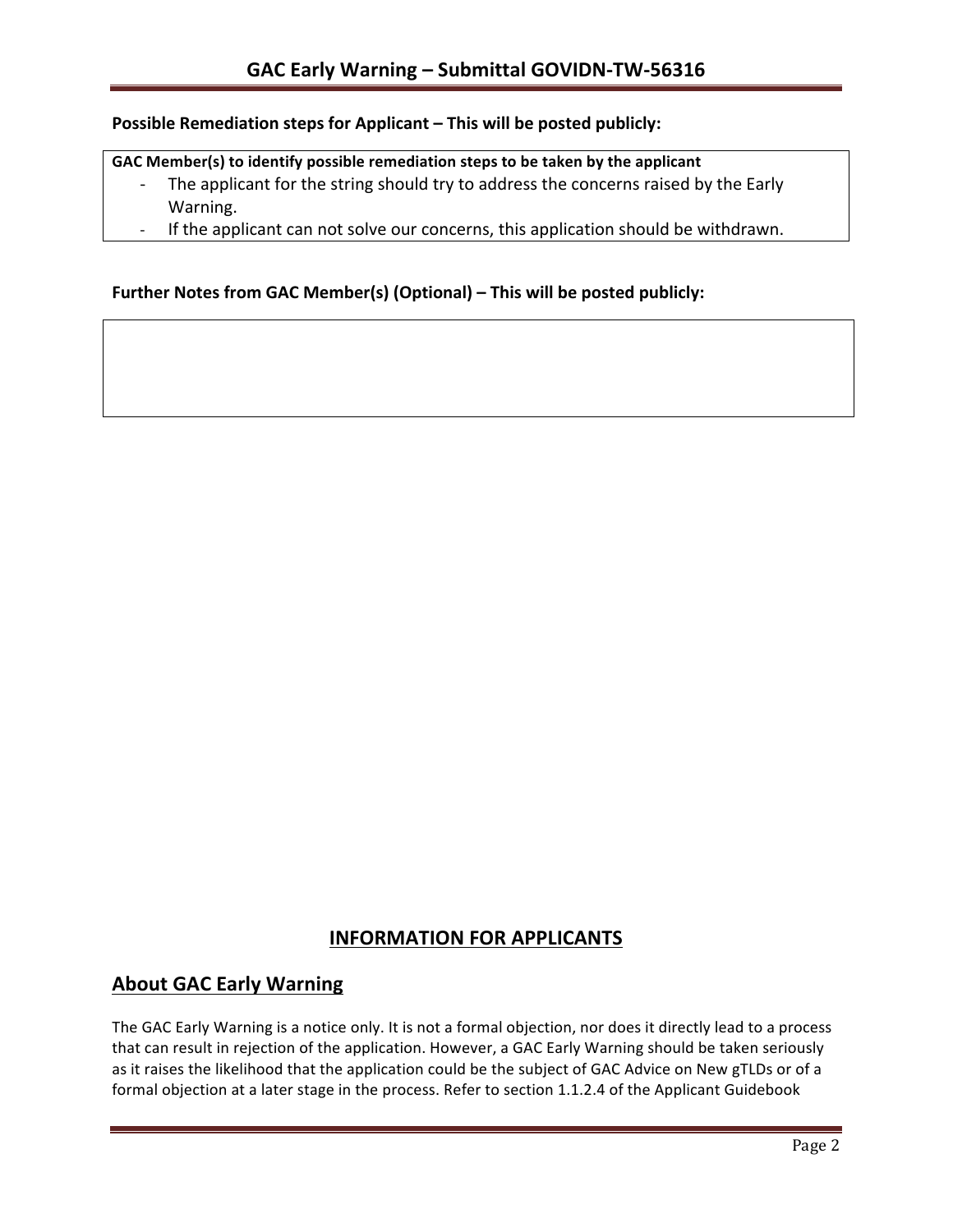**Possible Remediation steps for Applicant – This will be posted publicly:**

**GAC Member(s) to identify possible remediation steps to be taken by the applicant**

- The applicant for the string should try to address the concerns raised by the Early Warning.
- If the applicant can not solve our concerns, this application should be withdrawn.

**Further Notes from GAC Member(s) (Optional) – This will be posted publicly:**

## INFORMATION FOR APPLICANTS

## About GAC Early Warning

The GAC Early Warning is a notice only. It is not a formal objection, nor does it directly lead to a process that can result in rejection of the application. However, a GAC Early Warning should be taken seriously as it raises the likelihood that the application could be the subject of GAC Advice on New gTLDs or of a formal objection at a later stage in the process. Refer to section 1.1.2.4 of the Applicant Guidebook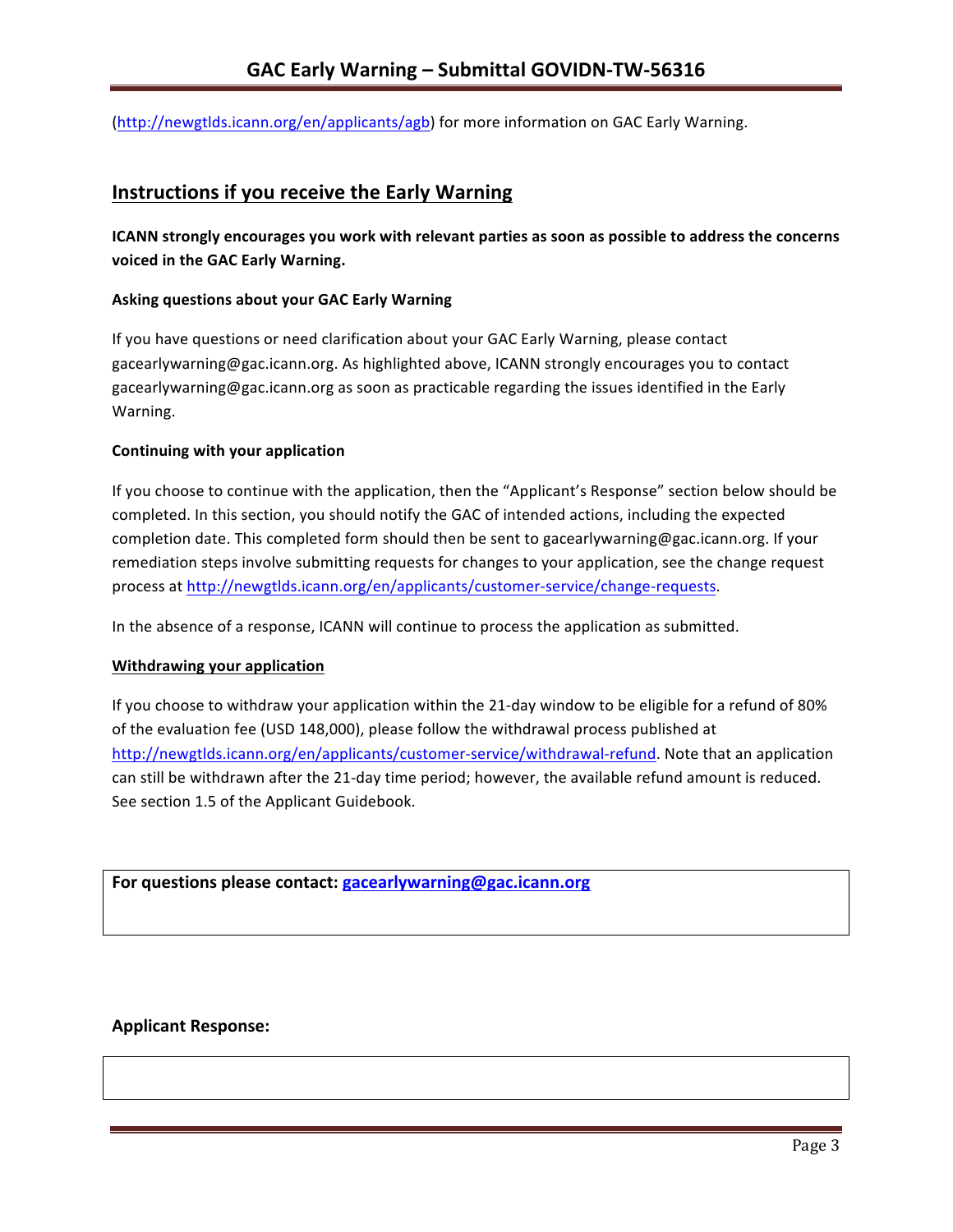(http://newgtlds.icann.org/en/applicants/agb) for more information on GAC Early Warning.

## Instructions if you receive the Early Warning

**ICANN strongly encourages you work with relevant parties as soon as possible to address the concerns voiced in the GAC Early Warning.**

#### Asking questions about your GAC Early Warning

If you have questions or need clarification about your GAC Early Warning, please contact gacearlywarning@gac.icann.org. As highlighted above, ICANN strongly encourages you to contact gacearlywarning@gac.icann.org as soon as practicable regarding the issues identified in the Early Warning.

#### Continuing with your application

If you choose to continue with the application, then the "Applicant's Response" section below should be completed. In this section, you should notify the GAC of intended actions, including the expected completion date. This completed form should then be sent to gacearlywarning@gac.icann.org. If your remediation steps involve submitting requests for changes to your application, see the change request process at http://newgtlds.icann.org/en/applicants/customer-service/change-requests.

In the absence of a response, ICANN will continue to process the application as submitted.

#### Withdrawing your application

If you choose to withdraw your application within the 21-day window to be eligible for a refund of 80% of the evaluation fee (USD 148,000), please follow the withdrawal process published at http://newgtlds.icann.org/en/applicants/customer-service/withdrawal-refund. Note that an application can still be withdrawn after the 21-day time period; however, the available refund amount is reduced. See section 1.5 of the Applicant Guidebook.

**For questions please contact: gacearlywarning@gac.icann.org**

**Applicant Response:**